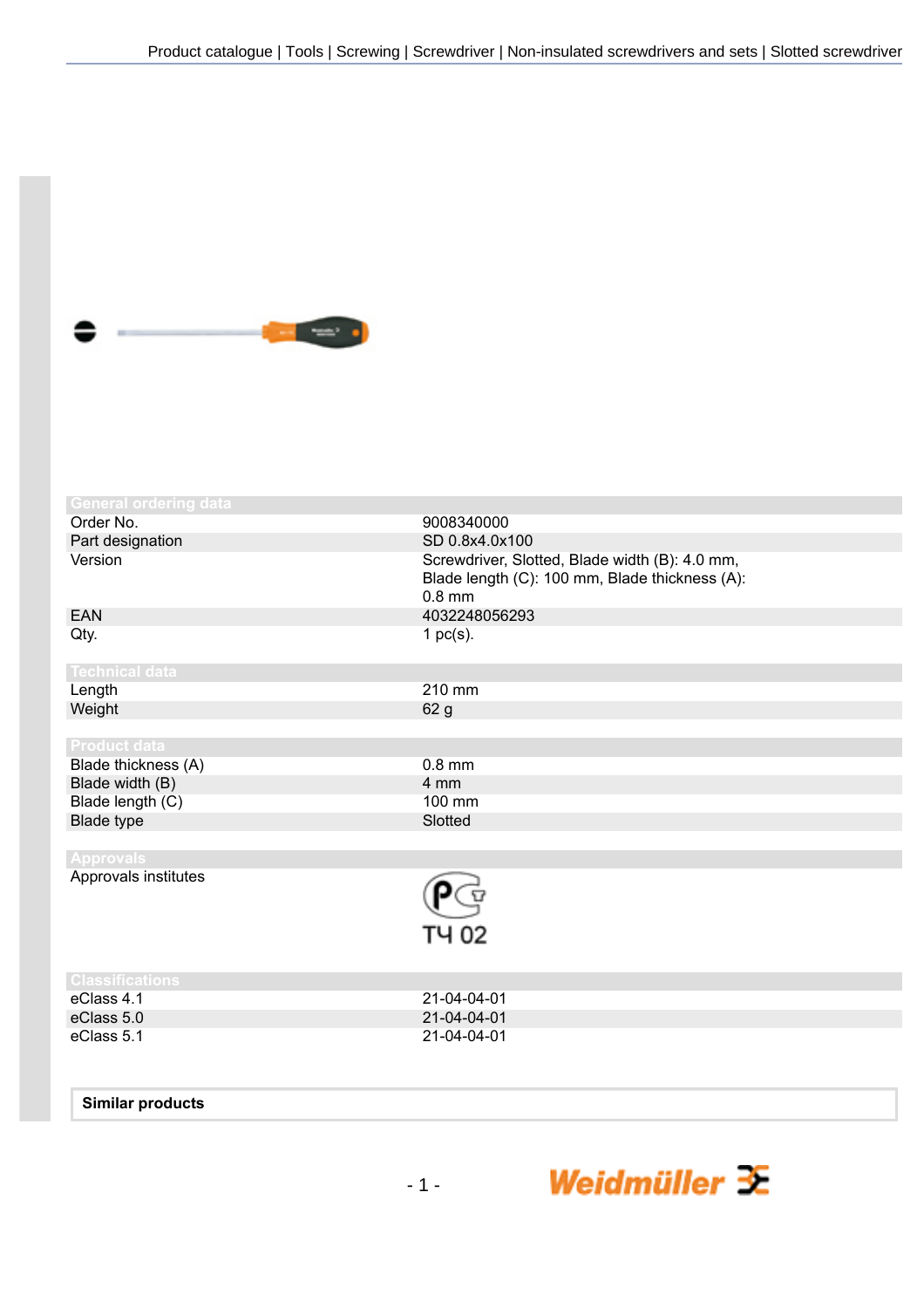Product catalogue | Tools | Screwing | Screwdriver | Non-insulated screwdrivers and sets | Slotted screwdriver

## General ordering data

| | |
|---|---|
| Order No. | 9008340000 |
| Part designation | SD 0.8x4.0x100 |
| Version | Screwdriver, Slotted, Blade width (B): 4.0 mm, Blade length (C): 100 mm, Blade thickness (A): 0.8 mm |
| EAN | 4032248056293 |
| Qty. | 1 pc(s). |

## Technical data

| | |
|---|---|
| Length | 210 mm |
| Weight | 62 g |

## Product data

| | |
|---|---|
| Blade thickness (A) | 0.8 mm |
| Blade width (B) | 4 mm |
| Blade length (C) | 100 mm |
| Blade type | Slotted |

## Approvals

| | |
|---|---|
| Approvals institutes | ТЧ 02 |

## Classifications

| | |
|---|---|
| eClass 4.1 | 21-04-04-01 |
| eClass 5.0 | 21-04-04-01 |
| eClass 5.1 | 21-04-04-01 |

**Similar products**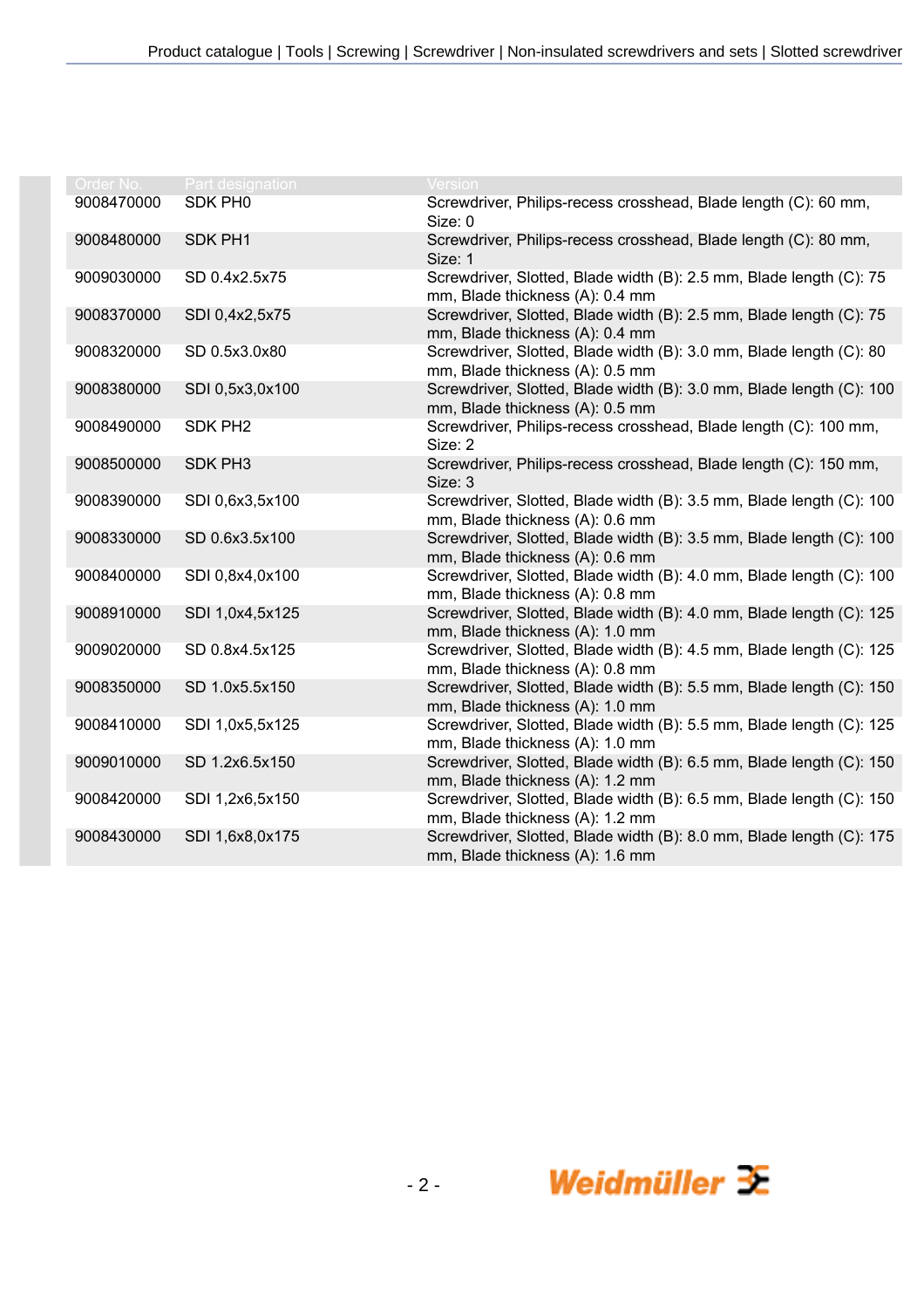| Order No. | Part designation | Version |
|---|---|---|
| 9008470000 | SDK PH0 | Screwdriver, Philips-recess crosshead, Blade length (C): 60 mm, Size: 0 |
| 9008480000 | SDK PH1 | Screwdriver, Philips-recess crosshead, Blade length (C): 80 mm, Size: 1 |
| 9009030000 | SD 0.4x2.5x75 | Screwdriver, Slotted, Blade width (B): 2.5 mm, Blade length (C): 75 mm, Blade thickness (A): 0.4 mm |
| 9008370000 | SDI 0,4x2,5x75 | Screwdriver, Slotted, Blade width (B): 2.5 mm, Blade length (C): 75 mm, Blade thickness (A): 0.4 mm |
| 9008320000 | SD 0.5x3.0x80 | Screwdriver, Slotted, Blade width (B): 3.0 mm, Blade length (C): 80 mm, Blade thickness (A): 0.5 mm |
| 9008380000 | SDI 0,5x3,0x100 | Screwdriver, Slotted, Blade width (B): 3.0 mm, Blade length (C): 100 mm, Blade thickness (A): 0.5 mm |
| 9008490000 | SDK PH2 | Screwdriver, Philips-recess crosshead, Blade length (C): 100 mm, Size: 2 |
| 9008500000 | SDK PH3 | Screwdriver, Philips-recess crosshead, Blade length (C): 150 mm, Size: 3 |
| 9008390000 | SDI 0,6x3,5x100 | Screwdriver, Slotted, Blade width (B): 3.5 mm, Blade length (C): 100 mm, Blade thickness (A): 0.6 mm |
| 9008330000 | SD 0.6x3.5x100 | Screwdriver, Slotted, Blade width (B): 3.5 mm, Blade length (C): 100 mm, Blade thickness (A): 0.6 mm |
| 9008400000 | SDI 0,8x4,0x100 | Screwdriver, Slotted, Blade width (B): 4.0 mm, Blade length (C): 100 mm, Blade thickness (A): 0.8 mm |
| 9008910000 | SDI 1,0x4,5x125 | Screwdriver, Slotted, Blade width (B): 4.0 mm, Blade length (C): 125 mm, Blade thickness (A): 1.0 mm |
| 9009020000 | SD 0.8x4.5x125 | Screwdriver, Slotted, Blade width (B): 4.5 mm, Blade length (C): 125 mm, Blade thickness (A): 0.8 mm |
| 9008350000 | SD 1.0x5.5x150 | Screwdriver, Slotted, Blade width (B): 5.5 mm, Blade length (C): 150 mm, Blade thickness (A): 1.0 mm |
| 9008410000 | SDI 1,0x5,5x125 | Screwdriver, Slotted, Blade width (B): 5.5 mm, Blade length (C): 125 mm, Blade thickness (A): 1.0 mm |
| 9009010000 | SD 1.2x6.5x150 | Screwdriver, Slotted, Blade width (B): 6.5 mm, Blade length (C): 150 mm, Blade thickness (A): 1.2 mm |
| 9008420000 | SDI 1,2x6,5x150 | Screwdriver, Slotted, Blade width (B): 6.5 mm, Blade length (C): 150 mm, Blade thickness (A): 1.2 mm |
| 9008430000 | SDI 1,6x8,0x175 | Screwdriver, Slotted, Blade width (B): 8.0 mm, Blade length (C): 175 mm, Blade thickness (A): 1.6 mm |